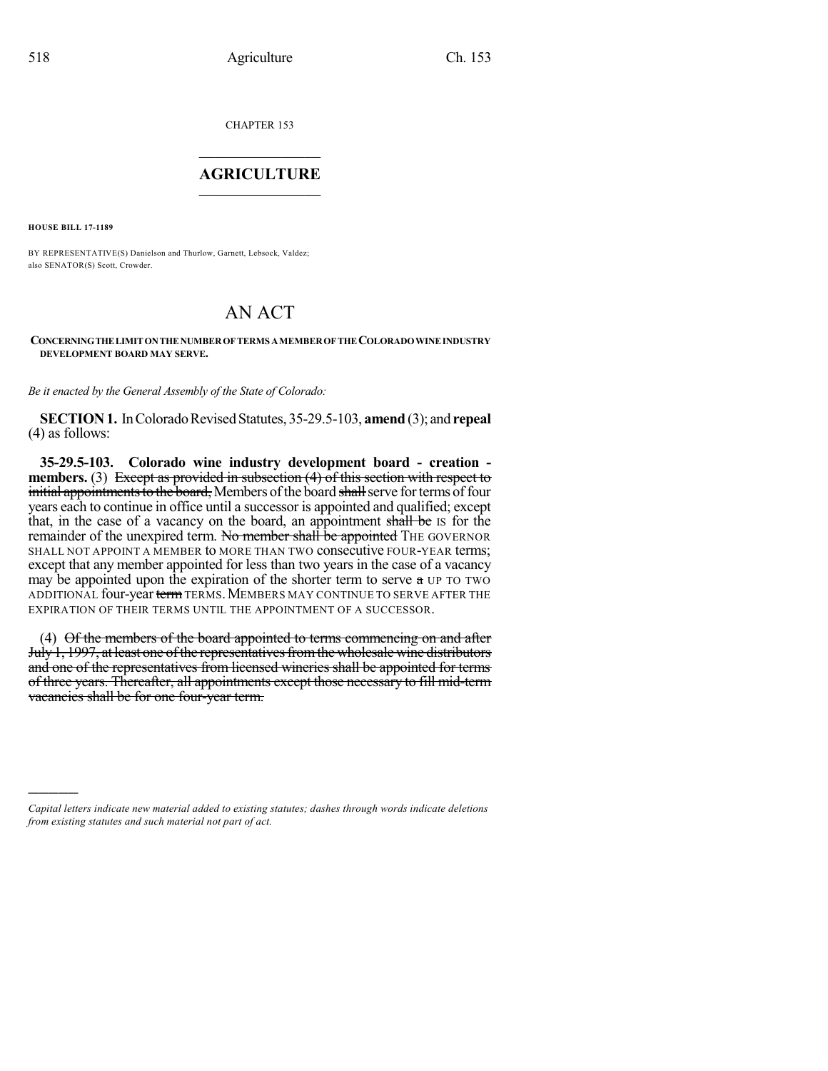CHAPTER 153

# AGRICULTURE

**HOUSE BILL 17-1189**

BY REPRESENTATIVE(S) Danielson and Thurlow, Garnett, Lebsock, Valdez; also SENATOR(S) Scott, Crowder.

# AN ACT

**CONCERNING THE LIMIT ON THE NUMBER OF TERMS A MEMBER OF THE COLORADO WINE INDUSTRY DEVELOPMENT BOARD MAY SERVE.**

*Be it enacted by the General Assembly of the State of Colorado:*

**SECTION 1.** In Colorado Revised Statutes, 35-29.5-103, **amend** (3); and **repeal** (4) as follows:

**35-29.5-103. Colorado wine industry development board - creation - members.** (3) ~~Except as provided in subsection (4) of this section with respect to initial appointments to the board,~~ Members of the board ~~shall~~ serve for terms of four years each to continue in office until a successor is appointed and qualified; except that, in the case of a vacancy on the board, an appointment ~~shall be~~ IS for the remainder of the unexpired term. ~~No member shall be appointed~~ THE GOVERNOR SHALL NOT APPOINT A MEMBER to MORE THAN TWO consecutive FOUR-YEAR terms; except that any member appointed for less than two years in the case of a vacancy may be appointed upon the expiration of the shorter term to serve ~~a~~ UP TO TWO ADDITIONAL four-year ~~term~~ TERMS. MEMBERS MAY CONTINUE TO SERVE AFTER THE EXPIRATION OF THEIR TERMS UNTIL THE APPOINTMENT OF A SUCCESSOR.

(4) ~~Of the members of the board appointed to terms commencing on and after July 1, 1997, at least one of the representatives from the wholesale wine distributors and one of the representatives from licensed wineries shall be appointed for terms of three years. Thereafter, all appointments except those necessary to fill mid-term vacancies shall be for one four-year term.~~

---

*Capital letters indicate new material added to existing statutes; dashes through words indicate deletions from existing statutes and such material not part of act.*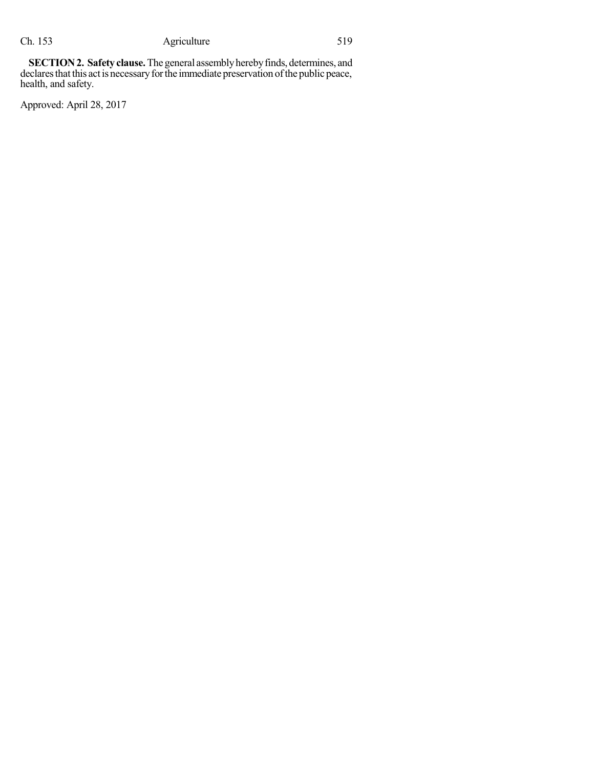**SECTION 2. Safety clause.** The general assembly hereby finds, determines, and declares that this act is necessary for the immediate preservation of the public peace, health, and safety.

Approved: April 28, 2017